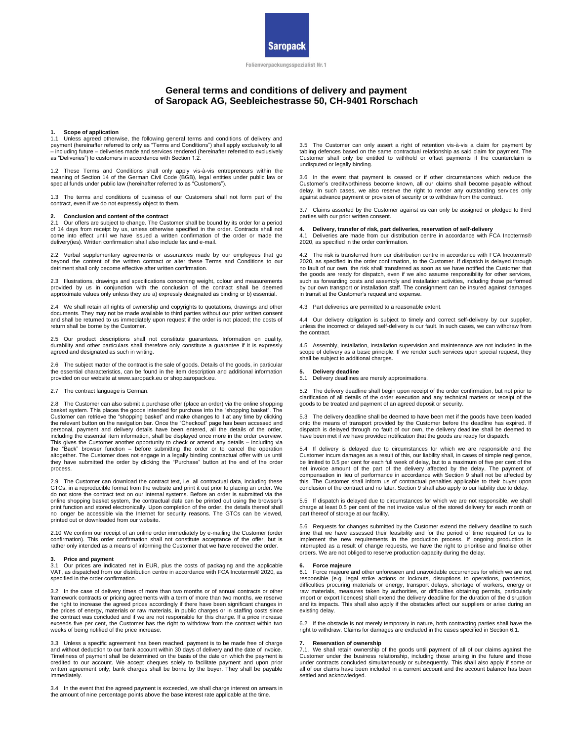Saropack

Folienverpackungsspezialist Nr.1

# General terms and conditions of delivery and payment of Saropack AG, Seebleichestrasse 50, CH-9401 Rorschach

## 1. Scope of application

1.1 Unless agreed otherwise, the following general terms and conditions of delivery and payment (hereinafter referred to only as "Terms and Conditions") shall apply exclusively to all – including future – deliveries made and services rendered (hereinafter referred to exclusively as "Deliveries") to customers in accordance with Section 1.2.

1.2 These Terms and Conditions shall only apply vis-à-vis entrepreneurs within the meaning of Section 14 of the German Civil Code (BGB), legal entities under public law or special funds under public law (hereinafter referred to as "Customers").

1.3 The terms and conditions of business of our Customers shall not form part of the contract, even if we do not expressly object to them.

## 2. Conclusion and content of the contract

2.1 Our offers are subject to change. The Customer shall be bound by its order for a period of 14 days from receipt by us, unless otherwise specified in the order. Contracts shall not come into effect until we have issued a written confirmation of the order or made the delivery(ies). Written confirmation shall also include fax and e-mail.

2.2 Verbal supplementary agreements or assurances made by our employees that go beyond the content of the written contract or alter these Terms and Conditions to our detriment shall only become effective after written confirmation.

2.3 Illustrations, drawings and specifications concerning weight, colour and measurements provided by us in conjunction with the conclusion of the contract shall be deemed approximate values only unless they are a) expressly designated as binding or b) essential.

2.4 We shall retain all rights of ownership and copyrights to quotations, drawings and other documents. They may not be made available to third parties without our prior written consent and shall be returned to us immediately upon request if the order is not placed; the costs of return shall be borne by the Customer.

2.5 Our product descriptions shall not constitute guarantees. Information on quality, durability and other particulars shall therefore only constitute a guarantee if it is expressly agreed and designated as such in writing.

2.6 The subject matter of the contract is the sale of goods. Details of the goods, in particular the essential characteristics, can be found in the item description and additional information provided on our website at www.saropack.eu or shop.saropack.eu.

2.7 The contract language is German.

2.8 The Customer can also submit a purchase offer (place an order) via the online shopping basket system. This places the goods intended for purchase into the "shopping basket". The Customer can retrieve the "shopping basket" and make changes to it at any time by clicking the relevant button on the navigation bar. Once the "Checkout" page has been accessed and personal, payment and delivery details have been entered, all the details of the order, including the essential item information, shall be displayed once more in the order overview. This gives the Customer another opportunity to check or amend any details – including via the "Back" browser function – before submitting the order or to cancel the operation altogether. The Customer does not engage in a legally binding contractual offer with us until they have submitted the order by clicking the "Purchase" button at the end of the order process.

2.9 The Customer can download the contract text, i.e. all contractual data, including these GTCs, in a reproducible format from the website and print it out prior to placing an order. We do not store the contract text on our internal systems. Before an order is submitted via the online shopping basket system, the contractual data can be printed out using the browser's print function and stored electronically. Upon completion of the order, the details thereof shall no longer be accessible via the Internet for security reasons. The GTCs can be viewed, printed out or downloaded from our website.

2.10 We confirm our receipt of an online order immediately by e-mailing the Customer (order confirmation). This order confirmation shall not constitute acceptance of the offer, but is rather only intended as a means of informing the Customer that we have received the order.

## 3. Price and payment

3.1 Our prices are indicated net in EUR, plus the costs of packaging and the applicable VAT, as dispatched from our distribution centre in accordance with FCA Incoterms® 2020, as specified in the order confirmation.

3.2 In the case of delivery times of more than two months or of annual contracts or other framework contracts or pricing agreements with a term of more than two months, we reserve the right to increase the agreed prices accordingly if there have been significant changes in the prices of energy, materials or raw materials, in public charges or in staffing costs since the contract was concluded and if we are not responsible for this change. If a price increase exceeds five per cent, the Customer has the right to withdraw from the contract within two weeks of being notified of the price increase.

3.3 Unless a specific agreement has been reached, payment is to be made free of charge and without deduction to our bank account within 30 days of delivery and the date of invoice. Timeliness of payment shall be determined on the basis of the date on which the payment is credited to our account. We accept cheques solely to facilitate payment and upon prior written agreement only; bank charges shall be borne by the buyer. They shall be payable immediately.

3.4 In the event that the agreed payment is exceeded, we shall charge interest on arrears in the amount of nine percentage points above the base interest rate applicable at the time.

3.5 The Customer can only assert a right of retention vis-à-vis a claim for payment by tabling defences based on the same contractual relationship as said claim for payment. The Customer shall only be entitled to withhold or offset payments if the counterclaim is undisputed or legally binding.

3.6 In the event that payment is ceased or if other circumstances which reduce the Customer's creditworthiness become known, all our claims shall become payable without delay. In such cases, we also reserve the right to render any outstanding services only against advance payment or provision of security or to withdraw from the contract.

3.7 Claims asserted by the Customer against us can only be assigned or pledged to third parties with our prior written consent.

## 4. Delivery, transfer of risk, part deliveries, reservation of self-delivery

4.1 Deliveries are made from our distribution centre in accordance with FCA Incoterms® 2020, as specified in the order confirmation.

4.2 The risk is transferred from our distribution centre in accordance with FCA Incoterms® 2020, as specified in the order confirmation, to the Customer. If dispatch is delayed through no fault of our own, the risk shall transferred as soon as we have notified the Customer that the goods are ready for dispatch, even if we also assume responsibility for other services, such as forwarding costs and assembly and installation activities, including those performed by our own transport or installation staff. The consignment can be insured against damages in transit at the Customer's request and expense.

4.3 Part deliveries are permitted to a reasonable extent.

4.4 Our delivery obligation is subject to timely and correct self-delivery by our supplier, unless the incorrect or delayed self-delivery is our fault. In such cases, we can withdraw from the contract.

4.5 Assembly, installation, installation supervision and maintenance are not included in the scope of delivery as a basic principle. If we render such services upon special request, they shall be subject to additional charges.

## 5. Delivery deadline

5.1 Delivery deadlines are merely approximations.

5.2 The delivery deadline shall begin upon receipt of the order confirmation, but not prior to clarification of all details of the order execution and any technical matters or receipt of the goods to be treated and payment of an agreed deposit or security.

5.3 The delivery deadline shall be deemed to have been met if the goods have been loaded onto the means of transport provided by the Customer before the deadline has expired. If dispatch is delayed through no fault of our own, the delivery deadline shall be deemed to have been met if we have provided notification that the goods are ready for dispatch.

5.4 If delivery is delayed due to circumstances for which we are responsible and the Customer incurs damages as a result of this, our liability shall, in cases of simple negligence, be limited to 0.5 per cent for each full week of delay, but to a maximum of five per cent of the net invoice amount of the part of the delivery affected by the delay. The payment of compensation in lieu of performance in accordance with Section 9 shall not be affected by this. The Customer shall inform us of contractual penalties applicable to their buyer upon conclusion of the contract and no later. Section 9 shall also apply to our liability due to delay.

5.5 If dispatch is delayed due to circumstances for which we are not responsible, we shall charge at least 0.5 per cent of the net invoice value of the stored delivery for each month or part thereof of storage at our facility.

5.6 Requests for changes submitted by the Customer extend the delivery deadline to such time that we have assessed their feasibility and for the period of time required for us to implement the new requirements in the production process. If ongoing production is interrupted as a result of change requests, we have the right to prioritise and finalise other orders. We are not obliged to reserve production capacity during the delay.

## 6. Force majeure

6.1 Force majeure and other unforeseen and unavoidable occurrences for which we are not responsible (e.g. legal strike actions or lockouts, disruptions to operations, pandemics, difficulties procuring materials or energy, transport delays, shortage of workers, energy or raw materials, measures taken by authorities, or difficulties obtaining permits, particularly import or export licences) shall extend the delivery deadline for the duration of the disruption and its impacts. This shall also apply if the obstacles affect our suppliers or arise during an existing delay.

6.2 If the obstacle is not merely temporary in nature, both contracting parties shall have the right to withdraw. Claims for damages are excluded in the cases specified in Section 6.1.

## 7. Reservation of ownership

7.1. We shall retain ownership of the goods until payment of all of our claims against the Customer under the business relationship, including those arising in the future and those under contracts concluded simultaneously or subsequently. This shall also apply if some or all of our claims have been included in a current account and the account balance has been settled and acknowledged.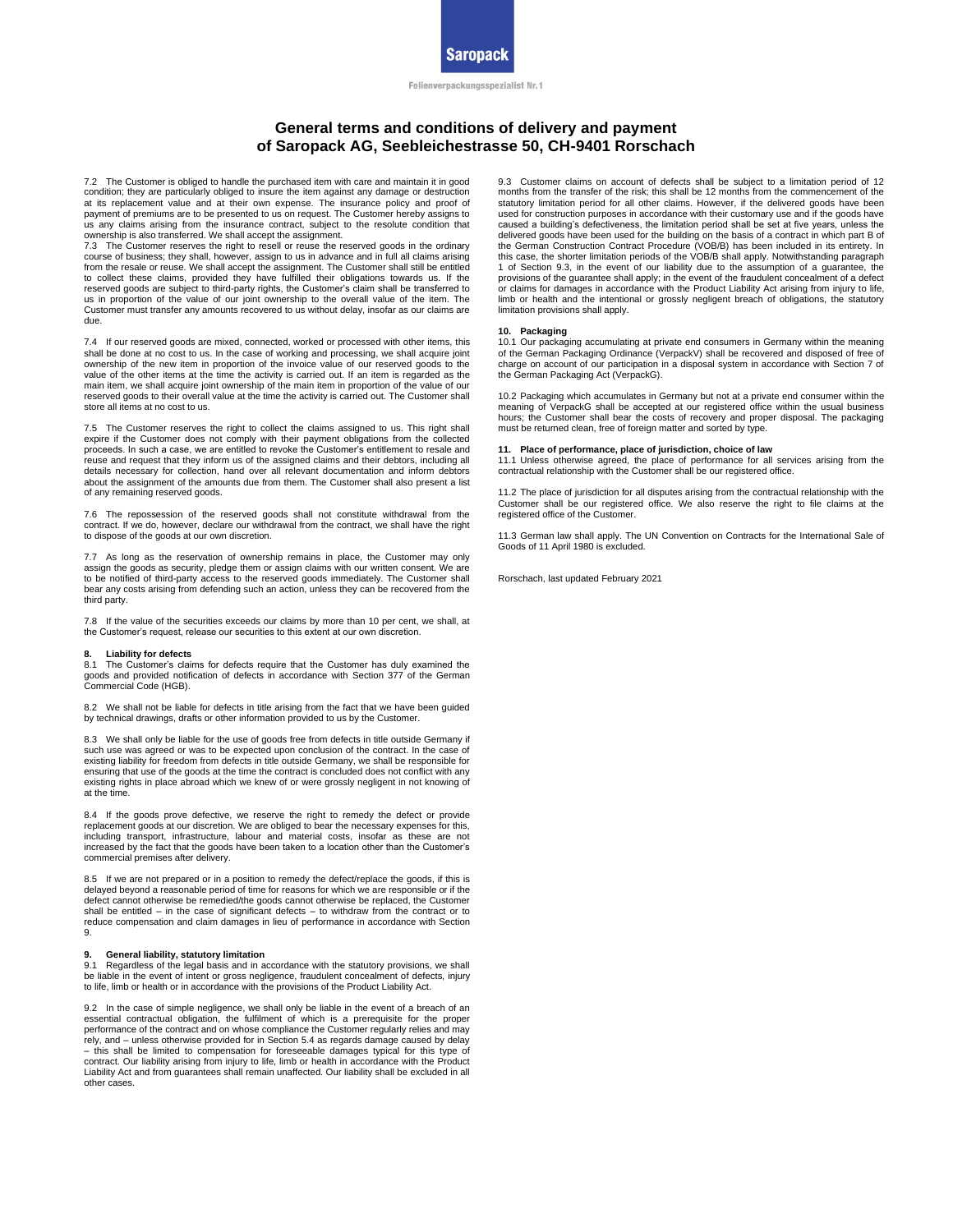# General terms and conditions of delivery and payment of Saropack AG, Seebleichestrasse 50, CH-9401 Rorschach

7.2 The Customer is obliged to handle the purchased item with care and maintain it in good condition; they are particularly obliged to insure the item against any damage or destruction at its replacement value and at their own expense. The insurance policy and proof of payment of premiums are to be presented to us on request. The Customer hereby assigns to us any claims arising from the insurance contract, subject to the resolute condition that ownership is also transferred. We shall accept the assignment.

7.3 The Customer reserves the right to resell or reuse the reserved goods in the ordinary course of business; they shall, however, assign to us in advance and in full all claims arising from the resale or reuse. We shall accept the assignment. The Customer shall still be entitled to collect these claims, provided they have fulfilled their obligations towards us. If the reserved goods are subject to third-party rights, the Customer's claim shall be transferred to us in proportion of the value of our joint ownership to the overall value of the item. The Customer must transfer any amounts recovered to us without delay, insofar as our claims are due.

7.4 If our reserved goods are mixed, connected, worked or processed with other items, this shall be done at no cost to us. In the case of working and processing, we shall acquire joint ownership of the new item in proportion of the invoice value of our reserved goods to the value of the other items at the time the activity is carried out. If an item is regarded as the main item, we shall acquire joint ownership of the main item in proportion of the value of our reserved goods to their overall value at the time the activity is carried out. The Customer shall store all items at no cost to us.

7.5 The Customer reserves the right to collect the claims assigned to us. This right shall expire if the Customer does not comply with their payment obligations from the collected proceeds. In such a case, we are entitled to revoke the Customer's entitlement to resale and reuse and request that they inform us of the assigned claims and their debtors, including all details necessary for collection, hand over all relevant documentation and inform debtors about the assignment of the amounts due from them. The Customer shall also present a list of any remaining reserved goods.

7.6 The repossession of the reserved goods shall not constitute withdrawal from the contract. If we do, however, declare our withdrawal from the contract, we shall have the right to dispose of the goods at our own discretion.

7.7 As long as the reservation of ownership remains in place, the Customer may only assign the goods as security, pledge them or assign claims with our written consent. We are to be notified of third-party access to the reserved goods immediately. The Customer shall bear any costs arising from defending such an action, unless they can be recovered from the third party.

7.8 If the value of the securities exceeds our claims by more than 10 per cent, we shall, at the Customer's request, release our securities to this extent at our own discretion.

**8. Liability for defects**

8.1 The Customer's claims for defects require that the Customer has duly examined the goods and provided notification of defects in accordance with Section 377 of the German Commercial Code (HGB).

8.2 We shall not be liable for defects in title arising from the fact that we have been guided by technical drawings, drafts or other information provided to us by the Customer.

8.3 We shall only be liable for the use of goods free from defects in title outside Germany if such use was agreed or was to be expected upon conclusion of the contract. In the case of existing liability for freedom from defects in title outside Germany, we shall be responsible for ensuring that use of the goods at the time the contract is concluded does not conflict with any existing rights in place abroad which we knew of or were grossly negligent in not knowing of at the time.

8.4 If the goods prove defective, we reserve the right to remedy the defect or provide replacement goods at our discretion. We are obliged to bear the necessary expenses for this, including transport, infrastructure, labour and material costs, insofar as these are not increased by the fact that the goods have been taken to a location other than the Customer's commercial premises after delivery.

8.5 If we are not prepared or in a position to remedy the defect/replace the goods, if this is delayed beyond a reasonable period of time for reasons for which we are responsible or if the defect cannot otherwise be remedied/the goods cannot otherwise be replaced, the Customer shall be entitled – in the case of significant defects – to withdraw from the contract or to reduce compensation and claim damages in lieu of performance in accordance with Section 9.

**9. General liability, statutory limitation**

9.1 Regardless of the legal basis and in accordance with the statutory provisions, we shall be liable in the event of intent or gross negligence, fraudulent concealment of defects, injury to life, limb or health or in accordance with the provisions of the Product Liability Act.

9.2 In the case of simple negligence, we shall only be liable in the event of a breach of an essential contractual obligation, the fulfilment of which is a prerequisite for the proper performance of the contract and on whose compliance the Customer regularly relies and may rely, and – unless otherwise provided for in Section 5.4 as regards damage caused by delay – this shall be limited to compensation for foreseeable damages typical for this type of contract. Our liability arising from injury to life, limb or health in accordance with the Product Liability Act and from guarantees shall remain unaffected. Our liability shall be excluded in all other cases.

9.3 Customer claims on account of defects shall be subject to a limitation period of 12 months from the transfer of the risk; this shall be 12 months from the commencement of the statutory limitation period for all other claims. However, if the delivered goods have been used for construction purposes in accordance with their customary use and if the goods have caused a building's defectiveness, the limitation period shall be set at five years, unless the delivered goods have been used for the building on the basis of a contract in which part B of the German Construction Contract Procedure (VOB/B) has been included in its entirety. In this case, the shorter limitation periods of the VOB/B shall apply. Notwithstanding paragraph 1 of Section 9.3, in the event of our liability due to the assumption of a guarantee, the provisions of the guarantee shall apply; in the event of the fraudulent concealment of a defect or claims for damages in accordance with the Product Liability Act arising from injury to life, limb or health and the intentional or grossly negligent breach of obligations, the statutory limitation provisions shall apply.

**10. Packaging**

10.1 Our packaging accumulating at private end consumers in Germany within the meaning of the German Packaging Ordinance (VerpackV) shall be recovered and disposed of free of charge on account of our participation in a disposal system in accordance with Section 7 of the German Packaging Act (VerpackG).

10.2 Packaging which accumulates in Germany but not at a private end consumer within the meaning of VerpackG shall be accepted at our registered office within the usual business hours; the Customer shall bear the costs of recovery and proper disposal. The packaging must be returned clean, free of foreign matter and sorted by type.

**11. Place of performance, place of jurisdiction, choice of law**

11.1 Unless otherwise agreed, the place of performance for all services arising from the contractual relationship with the Customer shall be our registered office.

11.2 The place of jurisdiction for all disputes arising from the contractual relationship with the Customer shall be our registered office. We also reserve the right to file claims at the registered office of the Customer.

11.3 German law shall apply. The UN Convention on Contracts for the International Sale of Goods of 11 April 1980 is excluded.

Rorschach, last updated February 2021